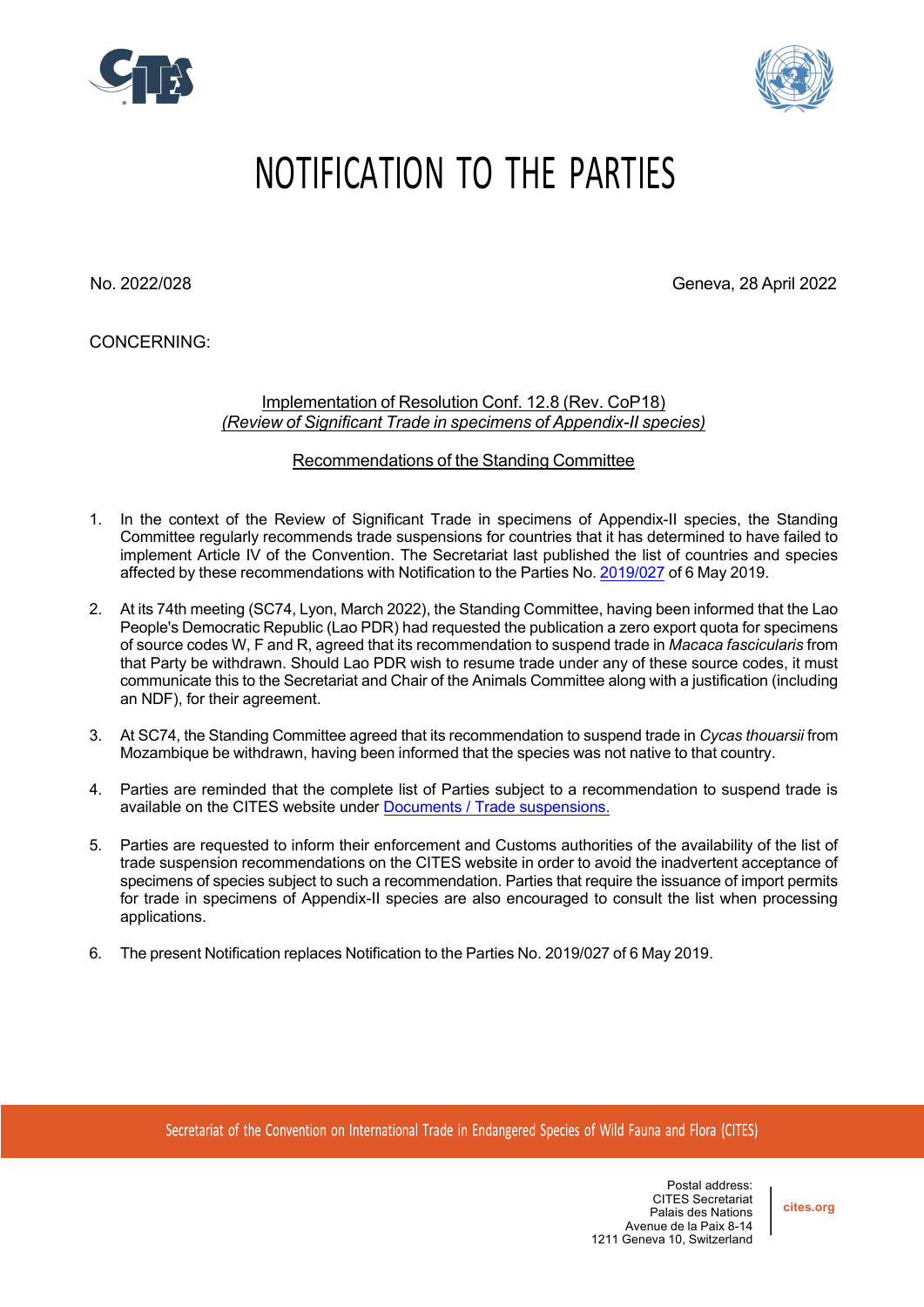# NOTIFICATION TO THE PARTIES

No. 2022/028

Geneva, 28 April 2022

CONCERNING:

Implementation of Resolution Conf. 12.8 (Rev. CoP18)
*(Review of Significant Trade in specimens of Appendix-II species)*

Recommendations of the Standing Committee

1. In the context of the Review of Significant Trade in specimens of Appendix-II species, the Standing Committee regularly recommends trade suspensions for countries that it has determined to have failed to implement Article IV of the Convention. The Secretariat last published the list of countries and species affected by these recommendations with Notification to the Parties No. 2019/027 of 6 May 2019.

2. At its 74th meeting (SC74, Lyon, March 2022), the Standing Committee, having been informed that the Lao People's Democratic Republic (Lao PDR) had requested the publication a zero export quota for specimens of source codes W, F and R, agreed that its recommendation to suspend trade in *Macaca fascicularis* from that Party be withdrawn. Should Lao PDR wish to resume trade under any of these source codes, it must communicate this to the Secretariat and Chair of the Animals Committee along with a justification (including an NDF), for their agreement.

3. At SC74, the Standing Committee agreed that its recommendation to suspend trade in *Cycas thouarsii* from Mozambique be withdrawn, having been informed that the species was not native to that country.

4. Parties are reminded that the complete list of Parties subject to a recommendation to suspend trade is available on the CITES website under Documents / Trade suspensions.

5. Parties are requested to inform their enforcement and Customs authorities of the availability of the list of trade suspension recommendations on the CITES website in order to avoid the inadvertent acceptance of specimens of species subject to such a recommendation. Parties that require the issuance of import permits for trade in specimens of Appendix-II species are also encouraged to consult the list when processing applications.

6. The present Notification replaces Notification to the Parties No. 2019/027 of 6 May 2019.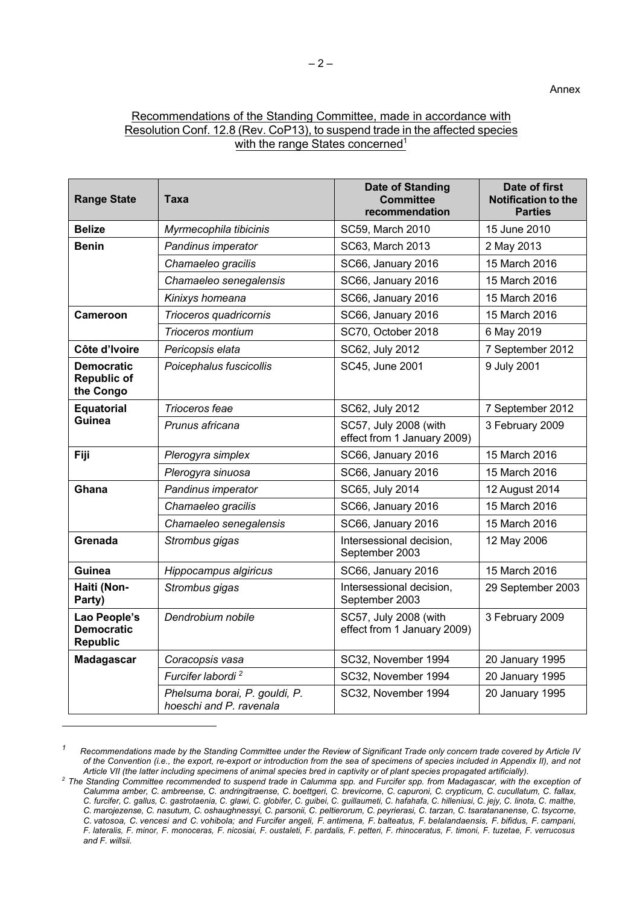Annex

Recommendations of the Standing Committee, made in accordance with Resolution Conf. 12.8 (Rev. CoP13), to suspend trade in the affected species with the range States concerned[1]

| Range State | Taxa | Date of Standing Committee recommendation | Date of first Notification to the Parties |
|---|---|---|---|
| **Belize** | *Myrmecophila tibicinis* | SC59, March 2010 | 15 June 2010 |
| **Benin** | *Pandinus imperator* | SC63, March 2013 | 2 May 2013 |
| | *Chamaeleo gracilis* | SC66, January 2016 | 15 March 2016 |
| | *Chamaeleo senegalensis* | SC66, January 2016 | 15 March 2016 |
| | *Kinixys homeana* | SC66, January 2016 | 15 March 2016 |
| **Cameroon** | *Trioceros quadricornis* | SC66, January 2016 | 15 March 2016 |
| | *Trioceros montium* | SC70, October 2018 | 6 May 2019 |
| **Côte d'Ivoire** | *Pericopsis elata* | SC62, July 2012 | 7 September 2012 |
| **Democratic Republic of the Congo** | *Poicephalus fuscicollis* | SC45, June 2001 | 9 July 2001 |
| **Equatorial Guinea** | *Trioceros feae* | SC62, July 2012 | 7 September 2012 |
| | *Prunus africana* | SC57, July 2008 (with effect from 1 January 2009) | 3 February 2009 |
| **Fiji** | *Plerogyra simplex* | SC66, January 2016 | 15 March 2016 |
| | *Plerogyra sinuosa* | SC66, January 2016 | 15 March 2016 |
| **Ghana** | *Pandinus imperator* | SC65, July 2014 | 12 August 2014 |
| | *Chamaeleo gracilis* | SC66, January 2016 | 15 March 2016 |
| | *Chamaeleo senegalensis* | SC66, January 2016 | 15 March 2016 |
| **Grenada** | *Strombus gigas* | Intersessional decision, September 2003 | 12 May 2006 |
| **Guinea** | *Hippocampus algiricus* | SC66, January 2016 | 15 March 2016 |
| **Haiti (Non-Party)** | *Strombus gigas* | Intersessional decision, September 2003 | 29 September 2003 |
| **Lao People's Democratic Republic** | *Dendrobium nobile* | SC57, July 2008 (with effect from 1 January 2009) | 3 February 2009 |
| **Madagascar** | *Coracopsis vasa* | SC32, November 1994 | 20 January 1995 |
| | *Furcifer labordi* [2] | SC32, November 1994 | 20 January 1995 |
| | *Phelsuma borai, P. gouldi, P. hoeschi and P. ravenala* | SC32, November 1994 | 20 January 1995 |

*[1] Recommendations made by the Standing Committee under the Review of Significant Trade only concern trade covered by Article IV of the Convention (i.e., the export, re-export or introduction from the sea of specimens of species included in Appendix II), and not Article VII (the latter including specimens of animal species bred in captivity or of plant species propagated artificially).*

*[2] The Standing Committee recommended to suspend trade in Calumma spp. and Furcifer spp. from Madagascar, with the exception of Calumma amber, C. ambreense, C. andringitraense, C. boettgeri, C. brevicorne, C. capuroni, C. crypticum, C. cucullatum, C. fallax, C. furcifer, C. gallus, C. gastrotaenia, C. glawi, C. globifer, C. guibei, C. guillaumeti, C. hafahafa, C. hilleniusi, C. jejy, C. linota, C. malthe, C. marojezense, C. nasutum, C. oshaughnessyi, C. parsonii, C. peltierorum, C. peyrierasi, C. tarzan, C. tsaratananense, C. tsycorne, C. vatosoa, C. vencesi and C. vohibola; and Furcifer angeli, F. antimena, F. balteatus, F. belalandaensis, F. bifidus, F. campani, F. lateralis, F. minor, F. monoceras, F. nicosiai, F. oustaleti, F. pardalis, F. petteri, F. rhinoceratus, F. timoni, F. tuzetae, F. verrucosus and F. willsii.*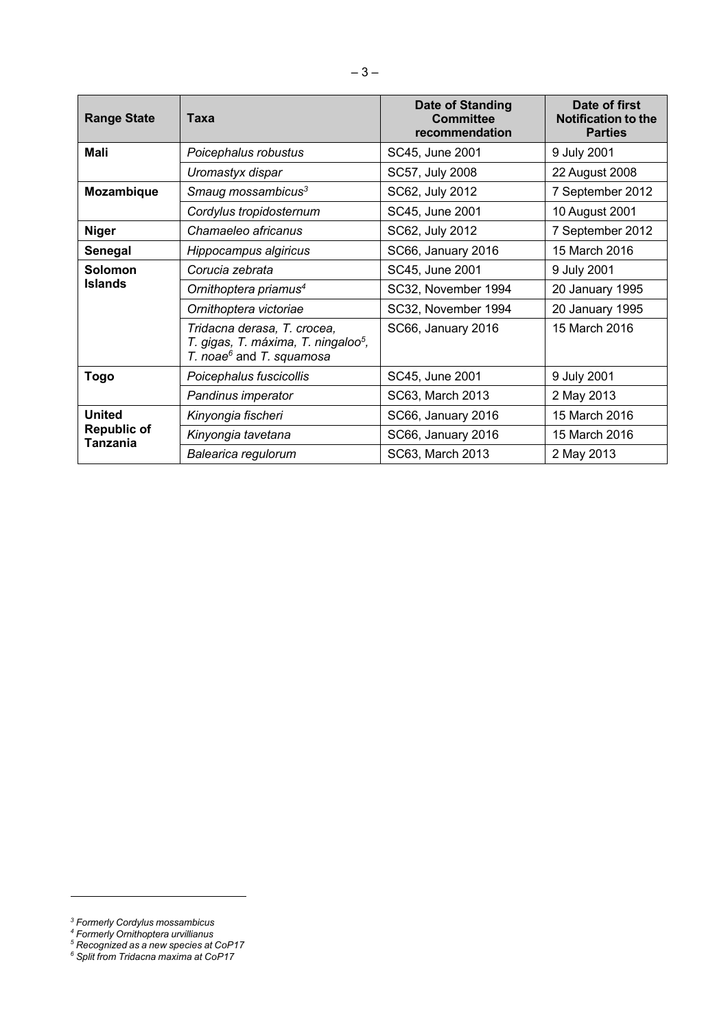| Range State | Taxa | Date of Standing Committee recommendation | Date of first Notification to the Parties |
|---|---|---|---|
| **Mali** | *Poicephalus robustus* | SC45, June 2001 | 9 July 2001 |
| | *Uromastyx dispar* | SC57, July 2008 | 22 August 2008 |
| **Mozambique** | *Smaug mossambicus*[3] | SC62, July 2012 | 7 September 2012 |
| | *Cordylus tropidosternum* | SC45, June 2001 | 10 August 2001 |
| **Niger** | *Chamaeleo africanus* | SC62, July 2012 | 7 September 2012 |
| **Senegal** | *Hippocampus algiricus* | SC66, January 2016 | 15 March 2016 |
| **Solomon Islands** | *Corucia zebrata* | SC45, June 2001 | 9 July 2001 |
| | *Ornithoptera priamus*[4] | SC32, November 1994 | 20 January 1995 |
| | *Ornithoptera victoriae* | SC32, November 1994 | 20 January 1995 |
| | *Tridacna derasa, T. crocea, T. gigas, T. máxima, T. ningaloo*[5], *T. noae*[6] and *T. squamosa* | SC66, January 2016 | 15 March 2016 |
| **Togo** | *Poicephalus fuscicollis* | SC45, June 2001 | 9 July 2001 |
| | *Pandinus imperator* | SC63, March 2013 | 2 May 2013 |
| **United Republic of Tanzania** | *Kinyongia fischeri* | SC66, January 2016 | 15 March 2016 |
| | *Kinyongia tavetana* | SC66, January 2016 | 15 March 2016 |
| | *Balearica regulorum* | SC63, March 2013 | 2 May 2013 |

[3] *Formerly Cordylus mossambicus*

[4] *Formerly Ornithoptera urvillianus*

[5] *Recognized as a new species at CoP17*

[6] *Split from Tridacna maxima at CoP17*